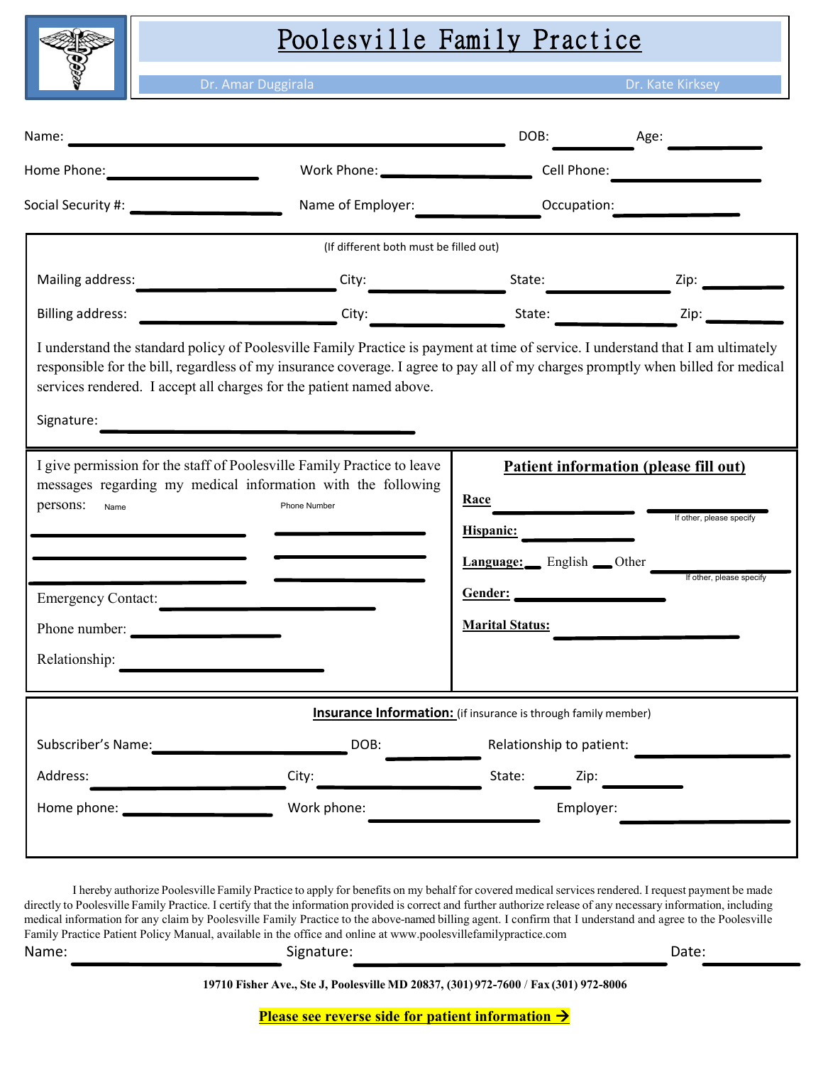# Poolesville Family Practice

Dr. Amar Duggirala | Dr. Kate Kirksey

Name: ______________________ DOB: ________ Age: ________

Home Phone: ____________ Work Phone: ____________ Cell Phone: ____________

Social Security #: ____________ Name of Employer: ____________ Occupation: ____________

(If different both must be filled out)

Mailing address: ____________ City: ____________ State: ____________ Zip: ________

Billing address: ____________ City: ____________ State: ____________ Zip: ________

I understand the standard policy of Poolesville Family Practice is payment at time of service. I understand that I am ultimately responsible for the bill, regardless of my insurance coverage. I agree to pay all of my charges promptly when billed for medical services rendered. I accept all charges for the patient named above.

Signature: ______________________

I give permission for the staff of Poolesville Family Practice to leave messages regarding my medical information with the following persons:

| Name | Phone Number |
|---|---|
| | |
| | |
| | |

Emergency Contact: ____________

Phone number: ____________

Relationship: ____________

**Patient information (please fill out)**

**Race** ____________ ____________ (If other, please specify)

**Hispanic:** ____________

**Language:** __ English __ Other ____________ (If other, please specify)

**Gender:** ____________

**Marital Status:** ____________

**Insurance Information:** (if insurance is through family member)

Subscriber's Name: ____________ DOB: ________ Relationship to patient: ____________

Address: ____________ City: ____________ State: ____ Zip: ________

Home phone: ____________ Work phone: ____________ Employer: ____________

I hereby authorize Poolesville Family Practice to apply for benefits on my behalf for covered medical services rendered. I request payment be made directly to Poolesville Family Practice. I certify that the information provided is correct and further authorize release of any necessary information, including medical information for any claim by Poolesville Family Practice to the above-named billing agent. I confirm that I understand and agree to the Poolesville Family Practice Patient Policy Manual, available in the office and online at www.poolesvillefamilypractice.com

Name: ____________ Signature: ______________________ Date: ________

**19710 Fisher Ave., Ste J, Poolesville MD 20837, (301) 972-7600 / Fax (301) 972-8006**

**Please see reverse side for patient information →**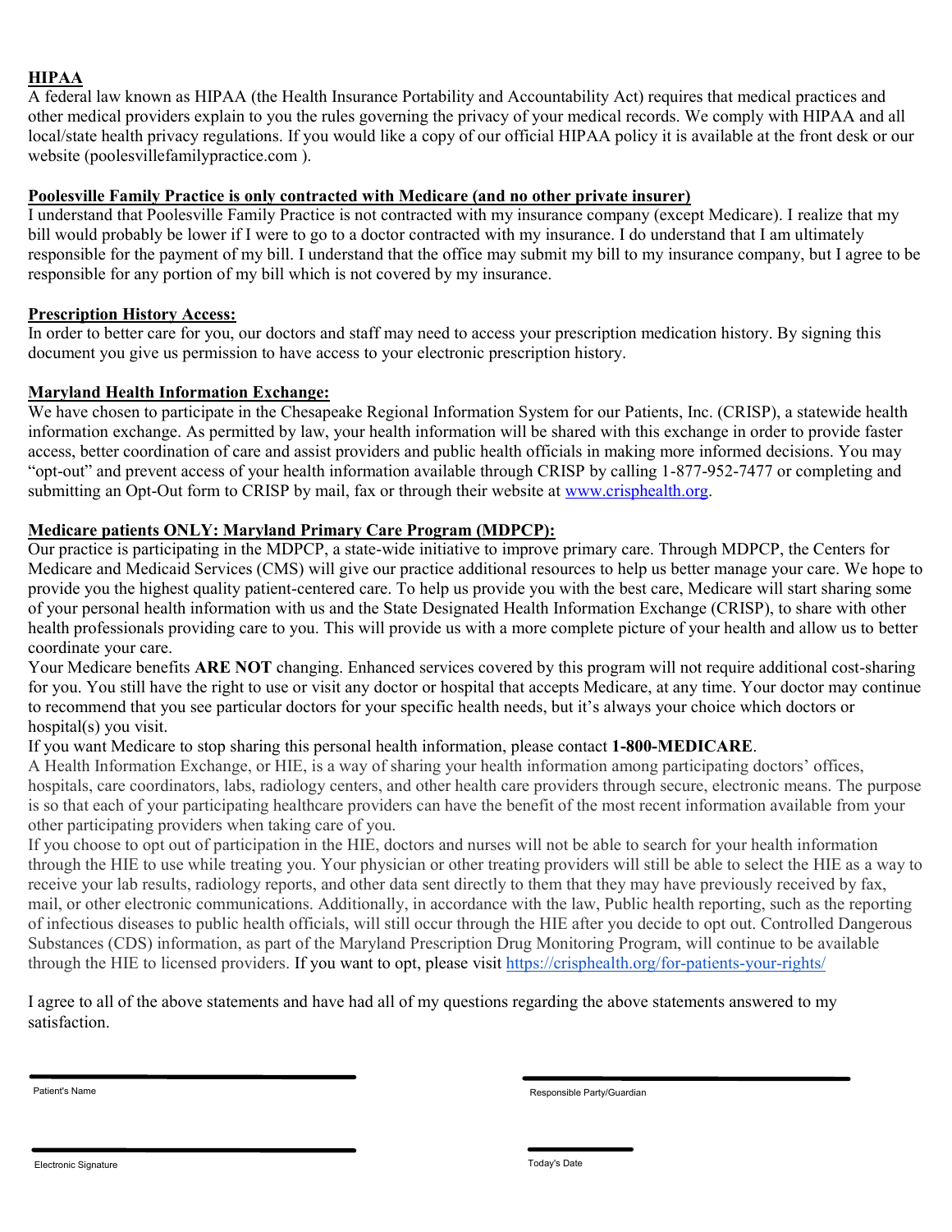**HIPAA**

A federal law known as HIPAA (the Health Insurance Portability and Accountability Act) requires that medical practices and other medical providers explain to you the rules governing the privacy of your medical records. We comply with HIPAA and all local/state health privacy regulations. If you would like a copy of our official HIPAA policy it is available at the front desk or our website (poolesvillefamilypractice.com ).

**Poolesville Family Practice is only contracted with Medicare (and no other private insurer)**

I understand that Poolesville Family Practice is not contracted with my insurance company (except Medicare). I realize that my bill would probably be lower if I were to go to a doctor contracted with my insurance. I do understand that I am ultimately responsible for the payment of my bill. I understand that the office may submit my bill to my insurance company, but I agree to be responsible for any portion of my bill which is not covered by my insurance.

**Prescription History Access:**

In order to better care for you, our doctors and staff may need to access your prescription medication history. By signing this document you give us permission to have access to your electronic prescription history.

**Maryland Health Information Exchange:**

We have chosen to participate in the Chesapeake Regional Information System for our Patients, Inc. (CRISP), a statewide health information exchange. As permitted by law, your health information will be shared with this exchange in order to provide faster access, better coordination of care and assist providers and public health officials in making more informed decisions. You may "opt-out" and prevent access of your health information available through CRISP by calling 1-877-952-7477 or completing and submitting an Opt-Out form to CRISP by mail, fax or through their website at www.crisphealth.org.

**Medicare patients ONLY: Maryland Primary Care Program (MDPCP):**

Our practice is participating in the MDPCP, a state-wide initiative to improve primary care. Through MDPCP, the Centers for Medicare and Medicaid Services (CMS) will give our practice additional resources to help us better manage your care. We hope to provide you the highest quality patient-centered care. To help us provide you with the best care, Medicare will start sharing some of your personal health information with us and the State Designated Health Information Exchange (CRISP), to share with other health professionals providing care to you. This will provide us with a more complete picture of your health and allow us to better coordinate your care.

Your Medicare benefits **ARE NOT** changing. Enhanced services covered by this program will not require additional cost-sharing for you. You still have the right to use or visit any doctor or hospital that accepts Medicare, at any time. Your doctor may continue to recommend that you see particular doctors for your specific health needs, but it's always your choice which doctors or hospital(s) you visit.

If you want Medicare to stop sharing this personal health information, please contact **1-800-MEDICARE**.

A Health Information Exchange, or HIE, is a way of sharing your health information among participating doctors' offices, hospitals, care coordinators, labs, radiology centers, and other health care providers through secure, electronic means. The purpose is so that each of your participating healthcare providers can have the benefit of the most recent information available from your other participating providers when taking care of you.

If you choose to opt out of participation in the HIE, doctors and nurses will not be able to search for your health information through the HIE to use while treating you. Your physician or other treating providers will still be able to select the HIE as a way to receive your lab results, radiology reports, and other data sent directly to them that they may have previously received by fax, mail, or other electronic communications. Additionally, in accordance with the law, Public health reporting, such as the reporting of infectious diseases to public health officials, will still occur through the HIE after you decide to opt out. Controlled Dangerous Substances (CDS) information, as part of the Maryland Prescription Drug Monitoring Program, will continue to be available through the HIE to licensed providers. If you want to opt, please visit https://crisphealth.org/for-patients-your-rights/

I agree to all of the above statements and have had all of my questions regarding the above statements answered to my satisfaction.

______________________________
Patient's Name

______________________________
Responsible Party/Guardian

______________________________
Electronic Signature

______________
Today's Date